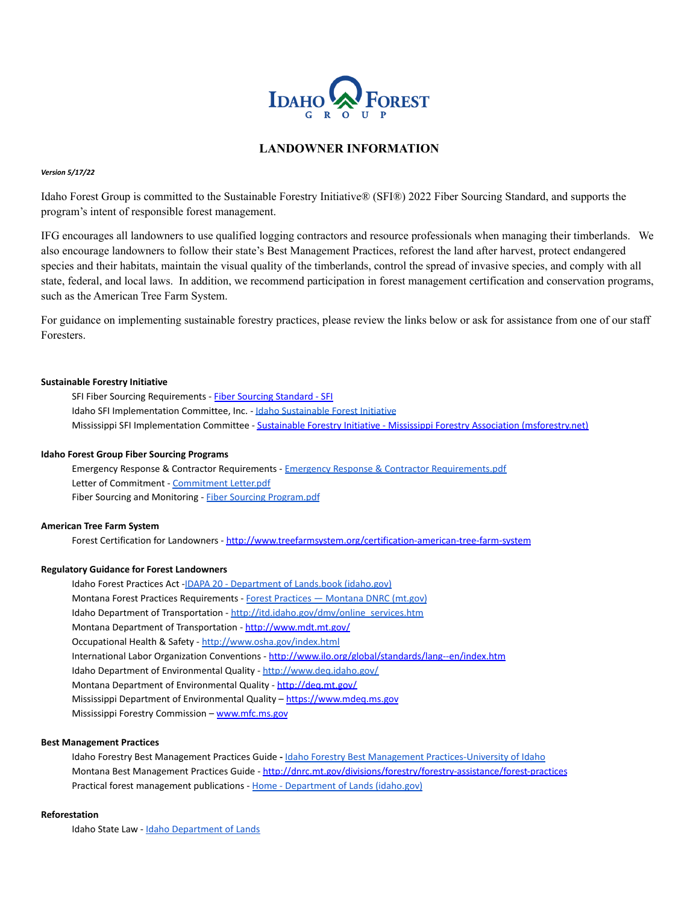IDAHO FOREST GROUP

# LANDOWNER INFORMATION

***Version 5/17/22***

Idaho Forest Group is committed to the Sustainable Forestry Initiative® (SFI®) 2022 Fiber Sourcing Standard, and supports the program's intent of responsible forest management.

IFG encourages all landowners to use qualified logging contractors and resource professionals when managing their timberlands. We also encourage landowners to follow their state's Best Management Practices, reforest the land after harvest, protect endangered species and their habitats, maintain the visual quality of the timberlands, control the spread of invasive species, and comply with all state, federal, and local laws. In addition, we recommend participation in forest management certification and conservation programs, such as the American Tree Farm System.

For guidance on implementing sustainable forestry practices, please review the links below or ask for assistance from one of our staff Foresters.

**Sustainable Forestry Initiative**

- SFI Fiber Sourcing Requirements - Fiber Sourcing Standard - SFI
- Idaho SFI Implementation Committee, Inc. - Idaho Sustainable Forest Initiative
- Mississippi SFI Implementation Committee - Sustainable Forestry Initiative - Mississippi Forestry Association (msforestry.net)

**Idaho Forest Group Fiber Sourcing Programs**

- Emergency Response & Contractor Requirements - Emergency Response & Contractor Requirements.pdf
- Letter of Commitment - Commitment Letter.pdf
- Fiber Sourcing and Monitoring - Fiber Sourcing Program.pdf

**American Tree Farm System**

- Forest Certification for Landowners - http://www.treefarmsystem.org/certification-american-tree-farm-system

**Regulatory Guidance for Forest Landowners**

- Idaho Forest Practices Act -IDAPA 20 - Department of Lands.book (idaho.gov)
- Montana Forest Practices Requirements - Forest Practices — Montana DNRC (mt.gov)
- Idaho Department of Transportation - http://itd.idaho.gov/dmv/online_services.htm
- Montana Department of Transportation - http://www.mdt.mt.gov/
- Occupational Health & Safety - http://www.osha.gov/index.html
- International Labor Organization Conventions - http://www.ilo.org/global/standards/lang--en/index.htm
- Idaho Department of Environmental Quality - http://www.deq.idaho.gov/
- Montana Department of Environmental Quality - http://deq.mt.gov/
- Mississippi Department of Environmental Quality – https://www.mdeq.ms.gov
- Mississippi Forestry Commission – www.mfc.ms.gov

**Best Management Practices**

- Idaho Forestry Best Management Practices Guide - Idaho Forestry Best Management Practices-University of Idaho
- Montana Best Management Practices Guide - http://dnrc.mt.gov/divisions/forestry/forestry-assistance/forest-practices
- Practical forest management publications - Home - Department of Lands (idaho.gov)

**Reforestation**

- Idaho State Law - Idaho Department of Lands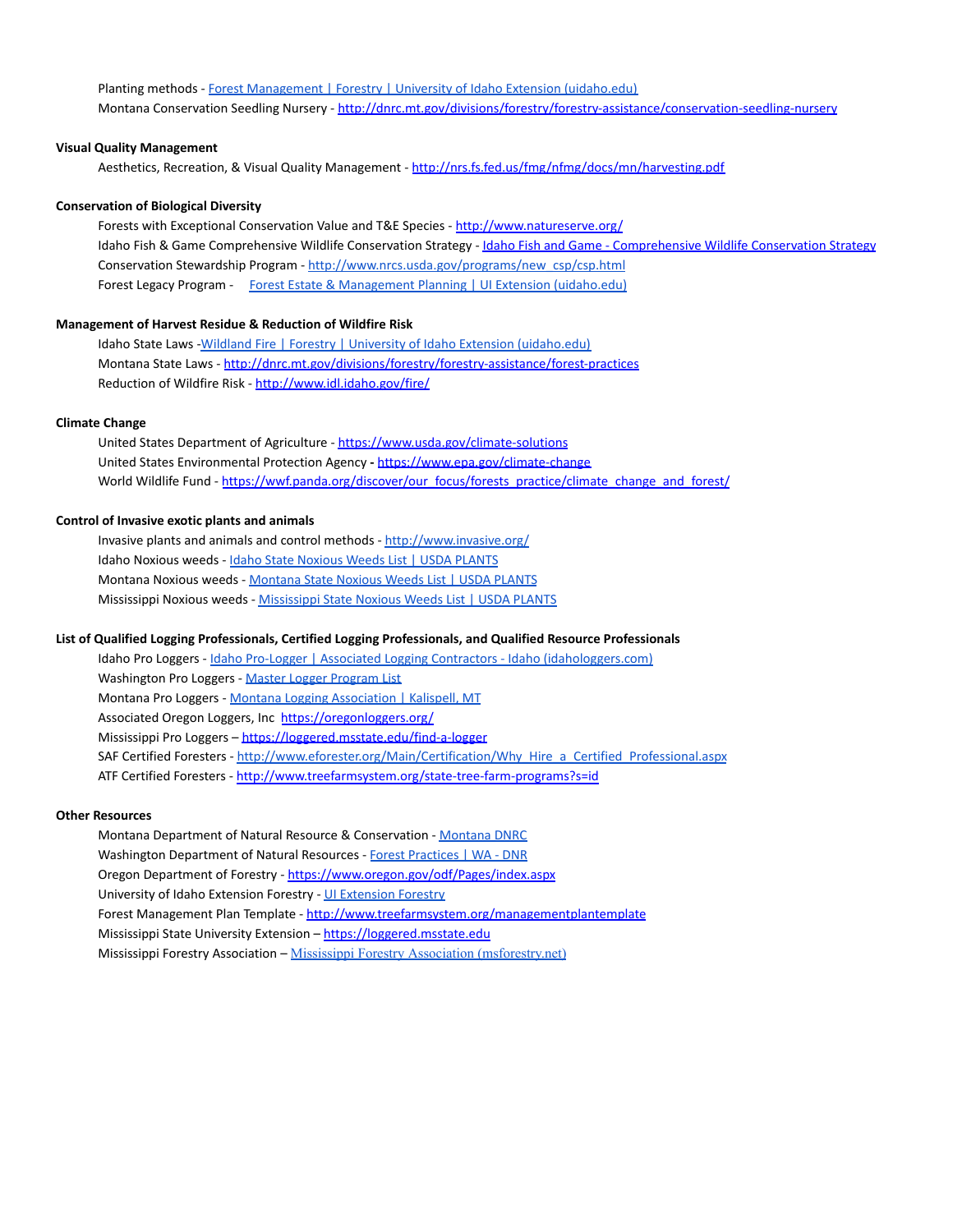Planting methods - Forest Management | Forestry | University of Idaho Extension (uidaho.edu)

Montana Conservation Seedling Nursery - http://dnrc.mt.gov/divisions/forestry/forestry-assistance/conservation-seedling-nursery

**Visual Quality Management**

Aesthetics, Recreation, & Visual Quality Management - http://nrs.fs.fed.us/fmg/nfmg/docs/mn/harvesting.pdf

**Conservation of Biological Diversity**

Forests with Exceptional Conservation Value and T&E Species - http://www.natureserve.org/

Idaho Fish & Game Comprehensive Wildlife Conservation Strategy - Idaho Fish and Game - Comprehensive Wildlife Conservation Strategy

Conservation Stewardship Program - http://www.nrcs.usda.gov/programs/new_csp/csp.html

Forest Legacy Program - Forest Estate & Management Planning | UI Extension (uidaho.edu)

**Management of Harvest Residue & Reduction of Wildfire Risk**

Idaho State Laws -Wildland Fire | Forestry | University of Idaho Extension (uidaho.edu)

Montana State Laws - http://dnrc.mt.gov/divisions/forestry/forestry-assistance/forest-practices

Reduction of Wildfire Risk - http://www.idl.idaho.gov/fire/

**Climate Change**

United States Department of Agriculture - https://www.usda.gov/climate-solutions

United States Environmental Protection Agency - https://www.epa.gov/climate-change

World Wildlife Fund - https://wwf.panda.org/discover/our_focus/forests_practice/climate_change_and_forest/

**Control of Invasive exotic plants and animals**

Invasive plants and animals and control methods - http://www.invasive.org/

Idaho Noxious weeds - Idaho State Noxious Weeds List | USDA PLANTS

Montana Noxious weeds - Montana State Noxious Weeds List | USDA PLANTS

Mississippi Noxious weeds - Mississippi State Noxious Weeds List | USDA PLANTS

**List of Qualified Logging Professionals, Certified Logging Professionals, and Qualified Resource Professionals**

Idaho Pro Loggers - Idaho Pro-Logger | Associated Logging Contractors - Idaho (idahologgers.com)

Washington Pro Loggers - Master Logger Program List

Montana Pro Loggers - Montana Logging Association | Kalispell, MT

Associated Oregon Loggers, Inc https://oregonloggers.org/

Mississippi Pro Loggers – https://loggered.msstate.edu/find-a-logger

SAF Certified Foresters - http://www.eforester.org/Main/Certification/Why_Hire_a_Certified_Professional.aspx

ATF Certified Foresters - http://www.treefarmsystem.org/state-tree-farm-programs?s=id

**Other Resources**

Montana Department of Natural Resource & Conservation - Montana DNRC

Washington Department of Natural Resources - Forest Practices | WA - DNR

Oregon Department of Forestry - https://www.oregon.gov/odf/Pages/index.aspx

University of Idaho Extension Forestry - UI Extension Forestry

Forest Management Plan Template - http://www.treefarmsystem.org/managementplantemplate

Mississippi State University Extension – https://loggered.msstate.edu

Mississippi Forestry Association – Mississippi Forestry Association (msforestry.net)